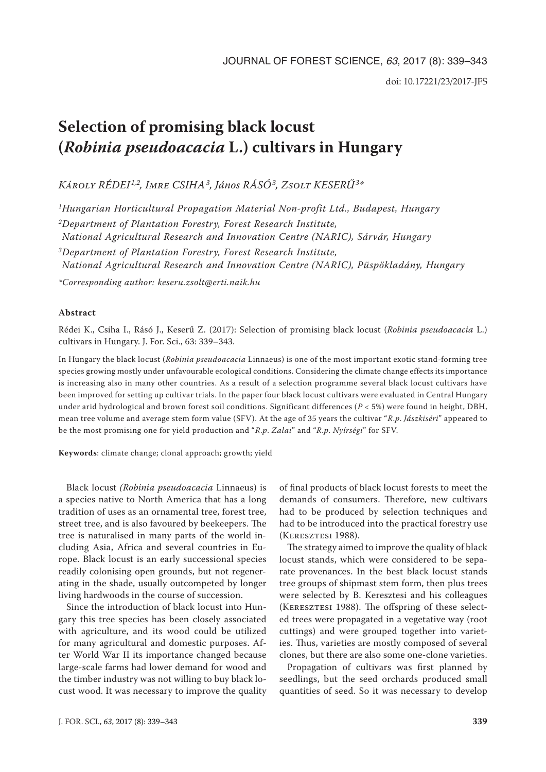# Selection of promising black locust (*Robinia pseudoacacia* L.) cultivars in Hungary

*Károly RÉDEI[1,2], Imre CSIHA[3], János RÁSÓ[3], Zsolt KESERŰ[3]**

*[1]Hungarian Horticultural Propagation Material Non-profit Ltd., Budapest, Hungary*

*[2]Department of Plantation Forestry, Forest Research Institute, National Agricultural Research and Innovation Centre (NARIC), Sárvár, Hungary*

*[3]Department of Plantation Forestry, Forest Research Institute, National Agricultural Research and Innovation Centre (NARIC), Püspökladány, Hungary*

**Corresponding author: keseru.zsolt@erti.naik.hu*

**Abstract**

Rédei K., Csiha I., Rásó J., Keserű Z. (2017): Selection of promising black locust (*Robinia pseudoacacia* L.) cultivars in Hungary. J. For. Sci., 63: 339–343.

In Hungary the black locust (*Robinia pseudoacacia* Linnaeus) is one of the most important exotic stand-forming tree species growing mostly under unfavourable ecological conditions. Considering the climate change effects its importance is increasing also in many other countries. As a result of a selection programme several black locust cultivars have been improved for setting up cultivar trials. In the paper four black locust cultivars were evaluated in Central Hungary under arid hydrological and brown forest soil conditions. Significant differences ($P < 5\%$) were found in height, DBH, mean tree volume and average stem form value (SFV). At the age of 35 years the cultivar "*R.p. Jászkiséri*" appeared to be the most promising one for yield production and "*R.p. Zalai*" and "*R.p. Nyírségi*" for SFV.

**Keywords**: climate change; clonal approach; growth; yield

Black locust *(Robinia pseudoacacia* Linnaeus) is a species native to North America that has a long tradition of uses as an ornamental tree, forest tree, street tree, and is also favoured by beekeepers. The tree is naturalised in many parts of the world including Asia, Africa and several countries in Europe. Black locust is an early successional species readily colonising open grounds, but not regenerating in the shade, usually outcompeted by longer living hardwoods in the course of succession.

Since the introduction of black locust into Hungary this tree species has been closely associated with agriculture, and its wood could be utilized for many agricultural and domestic purposes. After World War II its importance changed because large-scale farms had lower demand for wood and the timber industry was not willing to buy black locust wood. It was necessary to improve the quality of final products of black locust forests to meet the demands of consumers. Therefore, new cultivars had to be produced by selection techniques and had to be introduced into the practical forestry use (Keresztesi 1988).

The strategy aimed to improve the quality of black locust stands, which were considered to be separate provenances. In the best black locust stands tree groups of shipmast stem form, then plus trees were selected by B. Keresztesi and his colleagues (Keresztesi 1988). The offspring of these selected trees were propagated in a vegetative way (root cuttings) and were grouped together into varieties. Thus, varieties are mostly composed of several clones, but there are also some one-clone varieties.

Propagation of cultivars was first planned by seedlings, but the seed orchards produced small quantities of seed. So it was necessary to develop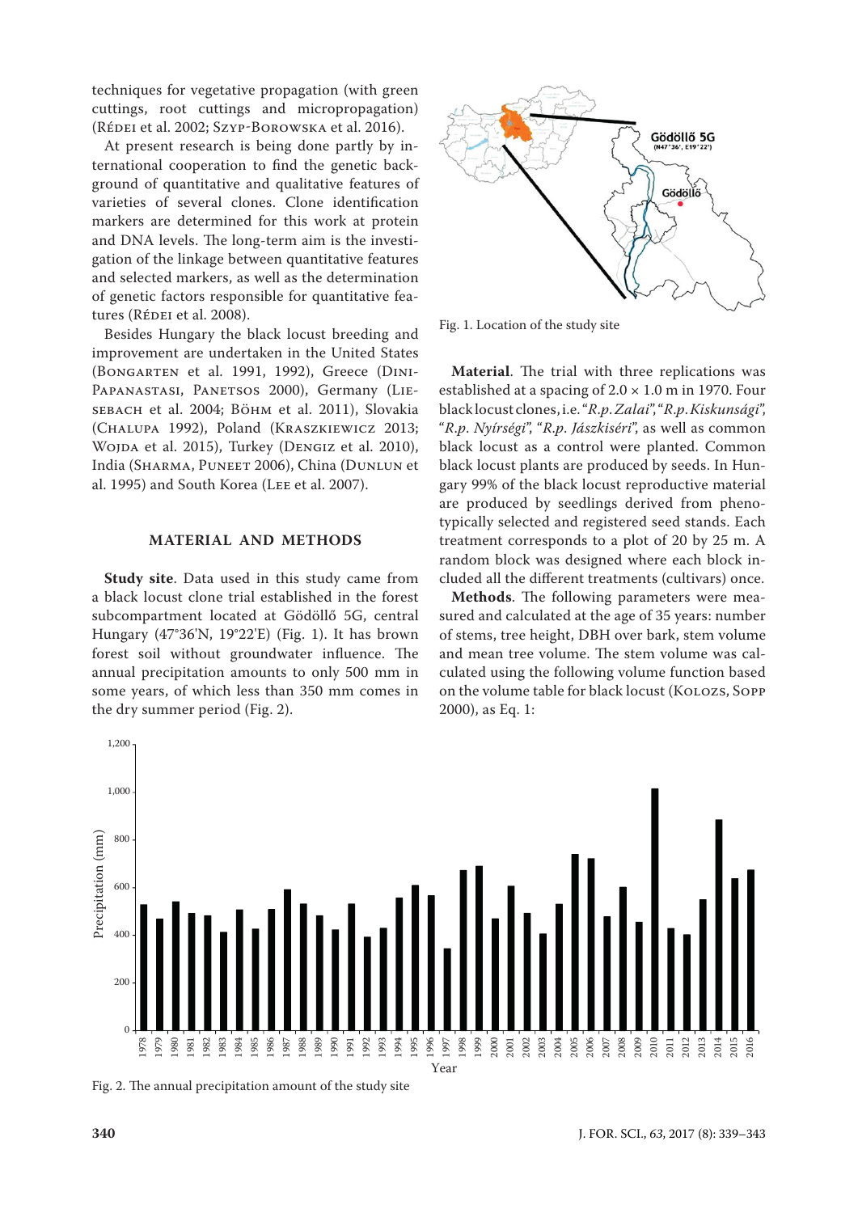techniques for vegetative propagation (with green cuttings, root cuttings and micropropagation) (Rédei et al. 2002; Szyp-Borowska et al. 2016).

At present research is being done partly by international cooperation to find the genetic background of quantitative and qualitative features of varieties of several clones. Clone identification markers are determined for this work at protein and DNA levels. The long-term aim is the investigation of the linkage between quantitative features and selected markers, as well as the determination of genetic factors responsible for quantitative features (Rédei et al. 2008).

Besides Hungary the black locust breeding and improvement are undertaken in the United States (Bongarten et al. 1991, 1992), Greece (Dini-Papanastasi, Panetsos 2000), Germany (Liesebach et al. 2004; Böhm et al. 2011), Slovakia (Chalupa 1992), Poland (Kraszkiewicz 2013; Wojda et al. 2015), Turkey (Dengiz et al. 2010), India (Sharma, Puneet 2006), China (Dunlun et al. 1995) and South Korea (Lee et al. 2007).

## MATERIAL AND METHODS

**Study site**. Data used in this study came from a black locust clone trial established in the forest subcompartment located at Gödöllő 5G, central Hungary (47°36'N, 19°22'E) (Fig. 1). It has brown forest soil without groundwater influence. The annual precipitation amounts to only 500 mm in some years, of which less than 350 mm comes in the dry summer period (Fig. 2).

Gödöllő 5G
(N47°36', E19°22')
Gödöllő

Fig. 1. Location of the study site

**Material**. The trial with three replications was established at a spacing of 2.0 × 1.0 m in 1970. Four black locust clones, i.e. "*R.p. Zalai*", "*R.p. Kiskunsági*", "*R.p. Nyírségi*", "*R.p. Jászkiséri*", as well as common black locust as a control were planted. Common black locust plants are produced by seeds. In Hungary 99% of the black locust reproductive material are produced by seedlings derived from phenotypically selected and registered seed stands. Each treatment corresponds to a plot of 20 by 25 m. A random block was designed where each block included all the different treatments (cultivars) once.

**Methods**. The following parameters were measured and calculated at the age of 35 years: number of stems, tree height, DBH over bark, stem volume and mean tree volume. The stem volume was calculated using the following volume function based on the volume table for black locust (Kolozs, Sopp 2000), as Eq. 1:

Precipitation (mm)
0
200
400
600
800
1,000
1,200
Year
1978 1979 1980 1981 1982 1983 1984 1985 1986 1987 1988 1989 1990 1991 1992 1993 1994 1995 1996 1997 1998 1999 2000 2001 2002 2003 2004 2005 2006 2007 2008 2009 2010 2011 2012 2013 2014 2015 2016

Fig. 2. The annual precipitation amount of the study site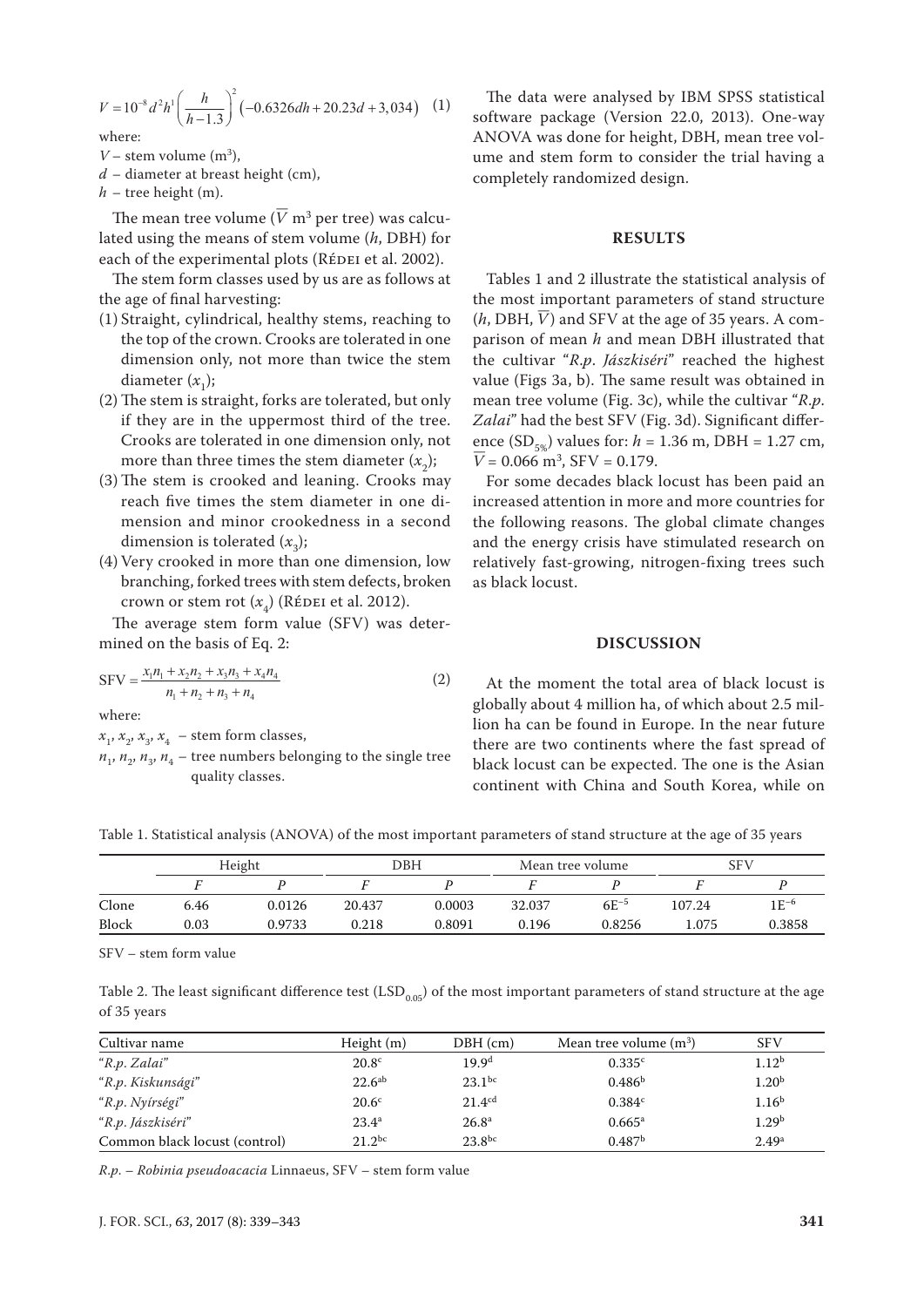$$V = 10^{-8} d^2 h^1 \left(\frac{h}{h-1.3}\right)^2 \left(-0.6326dh + 20.23d + 3{,}034\right) \quad (1)$$

where:

$V$ – stem volume ($m^3$),

$d$ – diameter at breast height (cm),

$h$ – tree height (m).

The mean tree volume ($\overline{V}$ $m^3$ per tree) was calculated using the means of stem volume ($h$, DBH) for each of the experimental plots (Rédei et al. 2002).

The stem form classes used by us are as follows at the age of final harvesting:

(1) Straight, cylindrical, healthy stems, reaching to the top of the crown. Crooks are tolerated in one dimension only, not more than twice the stem diameter ($x_1$);

(2) The stem is straight, forks are tolerated, but only if they are in the uppermost third of the tree. Crooks are tolerated in one dimension only, not more than three times the stem diameter ($x_2$);

(3) The stem is crooked and leaning. Crooks may reach five times the stem diameter in one dimension and minor crookedness in a second dimension is tolerated ($x_3$);

(4) Very crooked in more than one dimension, low branching, forked trees with stem defects, broken crown or stem rot ($x_4$) (Rédei et al. 2012).

The average stem form value (SFV) was determined on the basis of Eq. 2:

$$\text{SFV} = \frac{x_1 n_1 + x_2 n_2 + x_3 n_3 + x_4 n_4}{n_1 + n_2 + n_3 + n_4} \quad (2)$$

where:

$x_1, x_2, x_3, x_4$ – stem form classes,

$n_1, n_2, n_3, n_4$ – tree numbers belonging to the single tree quality classes.

The data were analysed by IBM SPSS statistical software package (Version 22.0, 2013). One-way ANOVA was done for height, DBH, mean tree volume and stem form to consider the trial having a completely randomized design.

## RESULTS

Tables 1 and 2 illustrate the statistical analysis of the most important parameters of stand structure ($h$, DBH, $\overline{V}$) and SFV at the age of 35 years. A comparison of mean $h$ and mean DBH illustrated that the cultivar "*R.p. Jászkiséri*" reached the highest value (Figs 3a, b). The same result was obtained in mean tree volume (Fig. 3c), while the cultivar "*R.p. Zalai*" had the best SFV (Fig. 3d). Significant difference ($SD_{5\%}$) values for: $h$ = 1.36 m, DBH = 1.27 cm, $\overline{V}$ = 0.066 $m^3$, SFV = 0.179.

For some decades black locust has been paid an increased attention in more and more countries for the following reasons. The global climate changes and the energy crisis have stimulated research on relatively fast-growing, nitrogen-fixing trees such as black locust.

## DISCUSSION

At the moment the total area of black locust is globally about 4 million ha, of which about 2.5 million ha can be found in Europe. In the near future there are two continents where the fast spread of black locust can be expected. The one is the Asian continent with China and South Korea, while on

Table 1. Statistical analysis (ANOVA) of the most important parameters of stand structure at the age of 35 years

| | Height | | DBH | | Mean tree volume | | SFV | |
|---|---|---|---|---|---|---|---|---|
| | $F$ | $P$ | $F$ | $P$ | $F$ | $P$ | $F$ | $P$ |
| Clone | 6.46 | 0.0126 | 20.437 | 0.0003 | 32.037 | $6E^{-5}$ | 107.24 | $1E^{-6}$ |
| Block | 0.03 | 0.9733 | 0.218 | 0.8091 | 0.196 | 0.8256 | 1.075 | 0.3858 |

SFV – stem form value

Table 2. The least significant difference test ($LSD_{0.05}$) of the most important parameters of stand structure at the age of 35 years

| Cultivar name | Height (m) | DBH (cm) | Mean tree volume ($m^3$) | SFV |
|---|---|---|---|---|
| "*R.p. Zalai*" | $20.8^{c}$ | $19.9^{d}$ | $0.335^{c}$ | $1.12^{b}$ |
| "*R.p. Kiskunsági*" | $22.6^{ab}$ | $23.1^{bc}$ | $0.486^{b}$ | $1.20^{b}$ |
| "*R.p. Nyírségi*" | $20.6^{c}$ | $21.4^{cd}$ | $0.384^{c}$ | $1.16^{b}$ |
| "*R.p. Jászkiséri*" | $23.4^{a}$ | $26.8^{a}$ | $0.665^{a}$ | $1.29^{b}$ |
| Common black locust (control) | $21.2^{bc}$ | $23.8^{bc}$ | $0.487^{b}$ | $2.49^{a}$ |

*R.p.* – *Robinia pseudoacacia* Linnaeus, SFV – stem form value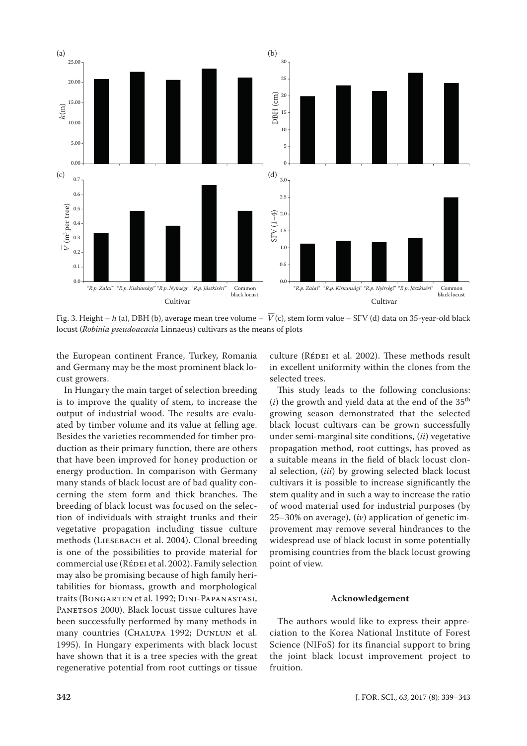Fig. 3. Height – $h$ (a), DBH (b), average mean tree volume – $\overline{V}$ (c), stem form value – SFV (d) data on 35-year-old black locust (*Robinia pseudoacacia* Linnaeus) cultivars as the means of plots

the European continent France, Turkey, Romania and Germany may be the most prominent black locust growers.

In Hungary the main target of selection breeding is to improve the quality of stem, to increase the output of industrial wood. The results are evaluated by timber volume and its value at felling age. Besides the varieties recommended for timber production as their primary function, there are others that have been improved for honey production or energy production. In comparison with Germany many stands of black locust are of bad quality concerning the stem form and thick branches. The breeding of black locust was focused on the selection of individuals with straight trunks and their vegetative propagation including tissue culture methods (Liesebach et al. 2004). Clonal breeding is one of the possibilities to provide material for commercial use (Rédei et al. 2002). Family selection may also be promising because of high family heritabilities for biomass, growth and morphological traits (Bongarten et al. 1992; Dini-Papanastasi, Panetsos 2000). Black locust tissue cultures have been successfully performed by many methods in many countries (Chalupa 1992; Dunlun et al. 1995). In Hungary experiments with black locust have shown that it is a tree species with the great regenerative potential from root cuttings or tissue culture (Rédei et al. 2002). These methods result in excellent uniformity within the clones from the selected trees.

This study leads to the following conclusions: (*i*) the growth and yield data at the end of the 35th growing season demonstrated that the selected black locust cultivars can be grown successfully under semi-marginal site conditions, (*ii*) vegetative propagation method, root cuttings, has proved as a suitable means in the field of black locust clonal selection, (*iii*) by growing selected black locust cultivars it is possible to increase significantly the stem quality and in such a way to increase the ratio of wood material used for industrial purposes (by 25–30% on average), (*iv*) application of genetic improvement may remove several hindrances to the widespread use of black locust in some potentially promising countries from the black locust growing point of view.

## Acknowledgement

The authors would like to express their appreciation to the Korea National Institute of Forest Science (NIFoS) for its financial support to bring the joint black locust improvement project to fruition.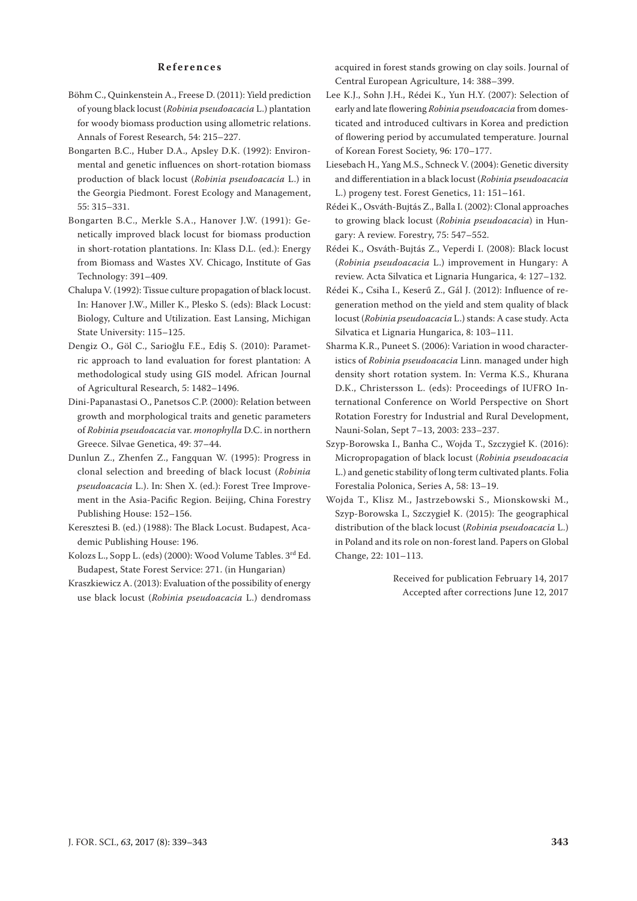## References

Böhm C., Quinkenstein A., Freese D. (2011): Yield prediction of young black locust (*Robinia pseudoacacia* L.) plantation for woody biomass production using allometric relations. Annals of Forest Research, 54: 215–227.

Bongarten B.C., Huber D.A., Apsley D.K. (1992): Environmental and genetic influences on short-rotation biomass production of black locust (*Robinia pseudoacacia* L.) in the Georgia Piedmont. Forest Ecology and Management, 55: 315–331.

Bongarten B.C., Merkle S.A., Hanover J.W. (1991): Genetically improved black locust for biomass production in short-rotation plantations. In: Klass D.L. (ed.): Energy from Biomass and Wastes XV. Chicago, Institute of Gas Technology: 391–409.

Chalupa V. (1992): Tissue culture propagation of black locust. In: Hanover J.W., Miller K., Plesko S. (eds): Black Locust: Biology, Culture and Utilization. East Lansing, Michigan State University: 115–125.

Dengiz O., Göl C., Sarioğlu F.E., Ediş S. (2010): Parametric approach to land evaluation for forest plantation: A methodological study using GIS model. African Journal of Agricultural Research, 5: 1482–1496.

Dini-Papanastasi O., Panetsos C.P. (2000): Relation between growth and morphological traits and genetic parameters of *Robinia pseudoacacia* var. *monophylla* D.C. in northern Greece. Silvae Genetica, 49: 37–44.

Dunlun Z., Zhenfen Z., Fangquan W. (1995): Progress in clonal selection and breeding of black locust (*Robinia pseudoacacia* L.). In: Shen X. (ed.): Forest Tree Improvement in the Asia-Pacific Region. Beijing, China Forestry Publishing House: 152–156.

Keresztesi B. (ed.) (1988): The Black Locust. Budapest, Academic Publishing House: 196.

Kolozs L., Sopp L. (eds) (2000): Wood Volume Tables. 3rd Ed. Budapest, State Forest Service: 271. (in Hungarian)

Kraszkiewicz A. (2013): Evaluation of the possibility of energy use black locust (*Robinia pseudoacacia* L.) dendromass acquired in forest stands growing on clay soils. Journal of Central European Agriculture, 14: 388–399.

Lee K.J., Sohn J.H., Rédei K., Yun H.Y. (2007): Selection of early and late flowering *Robinia pseudoacacia* from domesticated and introduced cultivars in Korea and prediction of flowering period by accumulated temperature. Journal of Korean Forest Society, 96: 170–177.

Liesebach H., Yang M.S., Schneck V. (2004): Genetic diversity and differentiation in a black locust (*Robinia pseudoacacia* L.) progeny test. Forest Genetics, 11: 151–161.

Rédei K., Osváth-Bujtás Z., Balla I. (2002): Clonal approaches to growing black locust (*Robinia pseudoacacia*) in Hungary: A review. Forestry, 75: 547–552.

Rédei K., Osváth-Bujtás Z., Veperdi I. (2008): Black locust (*Robinia pseudoacacia* L.) improvement in Hungary: A review. Acta Silvatica et Lignaria Hungarica, 4: 127–132.

Rédei K., Csiha I., Keserű Z., Gál J. (2012): Influence of regeneration method on the yield and stem quality of black locust (*Robinia pseudoacacia* L.) stands: A case study. Acta Silvatica et Lignaria Hungarica, 8: 103–111.

Sharma K.R., Puneet S. (2006): Variation in wood characteristics of *Robinia pseudoacacia* Linn. managed under high density short rotation system. In: Verma K.S., Khurana D.K., Christersson L. (eds): Proceedings of IUFRO International Conference on World Perspective on Short Rotation Forestry for Industrial and Rural Development, Nauni-Solan, Sept 7–13, 2003: 233–237.

Szyp-Borowska I., Banha C., Wojda T., Szczygieł K. (2016): Micropropagation of black locust (*Robinia pseudoacacia* L.) and genetic stability of long term cultivated plants. Folia Forestalia Polonica, Series A, 58: 13–19.

Wojda T., Klisz M., Jastrzebowski S., Mionskowski M., Szyp-Borowska I., Szczygieł K. (2015): The geographical distribution of the black locust (*Robinia pseudoacacia* L.) in Poland and its role on non-forest land. Papers on Global Change, 22: 101–113.

Received for publication February 14, 2017
Accepted after corrections June 12, 2017